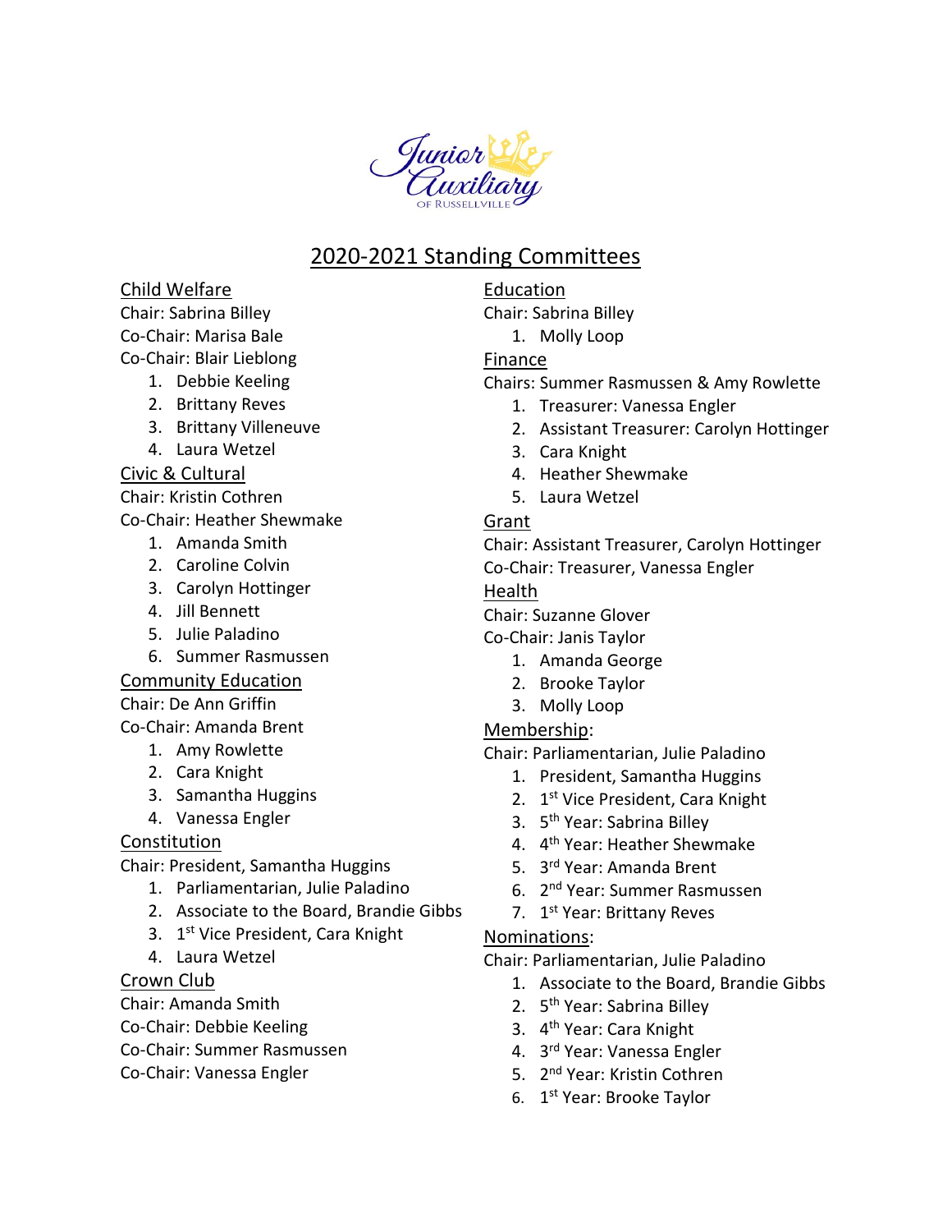Junior Auxiliary OF RUSSELLVILLE

# 2020-2021 Standing Committees

## Child Welfare

Chair: Sabrina Billey
Co-Chair: Marisa Bale
Co-Chair: Blair Lieblong

1. Debbie Keeling
2. Brittany Reves
3. Brittany Villeneuve
4. Laura Wetzel

## Civic & Cultural

Chair: Kristin Cothren
Co-Chair: Heather Shewmake

1. Amanda Smith
2. Caroline Colvin
3. Carolyn Hottinger
4. Jill Bennett
5. Julie Paladino
6. Summer Rasmussen

## Community Education

Chair: De Ann Griffin
Co-Chair: Amanda Brent

1. Amy Rowlette
2. Cara Knight
3. Samantha Huggins
4. Vanessa Engler

## Constitution

Chair: President, Samantha Huggins

1. Parliamentarian, Julie Paladino
2. Associate to the Board, Brandie Gibbs
3. 1st Vice President, Cara Knight
4. Laura Wetzel

## Crown Club

Chair: Amanda Smith
Co-Chair: Debbie Keeling
Co-Chair: Summer Rasmussen
Co-Chair: Vanessa Engler

## Education

Chair: Sabrina Billey

1. Molly Loop

## Finance

Chairs: Summer Rasmussen & Amy Rowlette

1. Treasurer: Vanessa Engler
2. Assistant Treasurer: Carolyn Hottinger
3. Cara Knight
4. Heather Shewmake
5. Laura Wetzel

## Grant

Chair: Assistant Treasurer, Carolyn Hottinger
Co-Chair: Treasurer, Vanessa Engler

## Health

Chair: Suzanne Glover
Co-Chair: Janis Taylor

1. Amanda George
2. Brooke Taylor
3. Molly Loop

## Membership:

Chair: Parliamentarian, Julie Paladino

1. President, Samantha Huggins
2. 1st Vice President, Cara Knight
3. 5th Year: Sabrina Billey
4. 4th Year: Heather Shewmake
5. 3rd Year: Amanda Brent
6. 2nd Year: Summer Rasmussen
7. 1st Year: Brittany Reves

## Nominations:

Chair: Parliamentarian, Julie Paladino

1. Associate to the Board, Brandie Gibbs
2. 5th Year: Sabrina Billey
3. 4th Year: Cara Knight
4. 3rd Year: Vanessa Engler
5. 2nd Year: Kristin Cothren
6. 1st Year: Brooke Taylor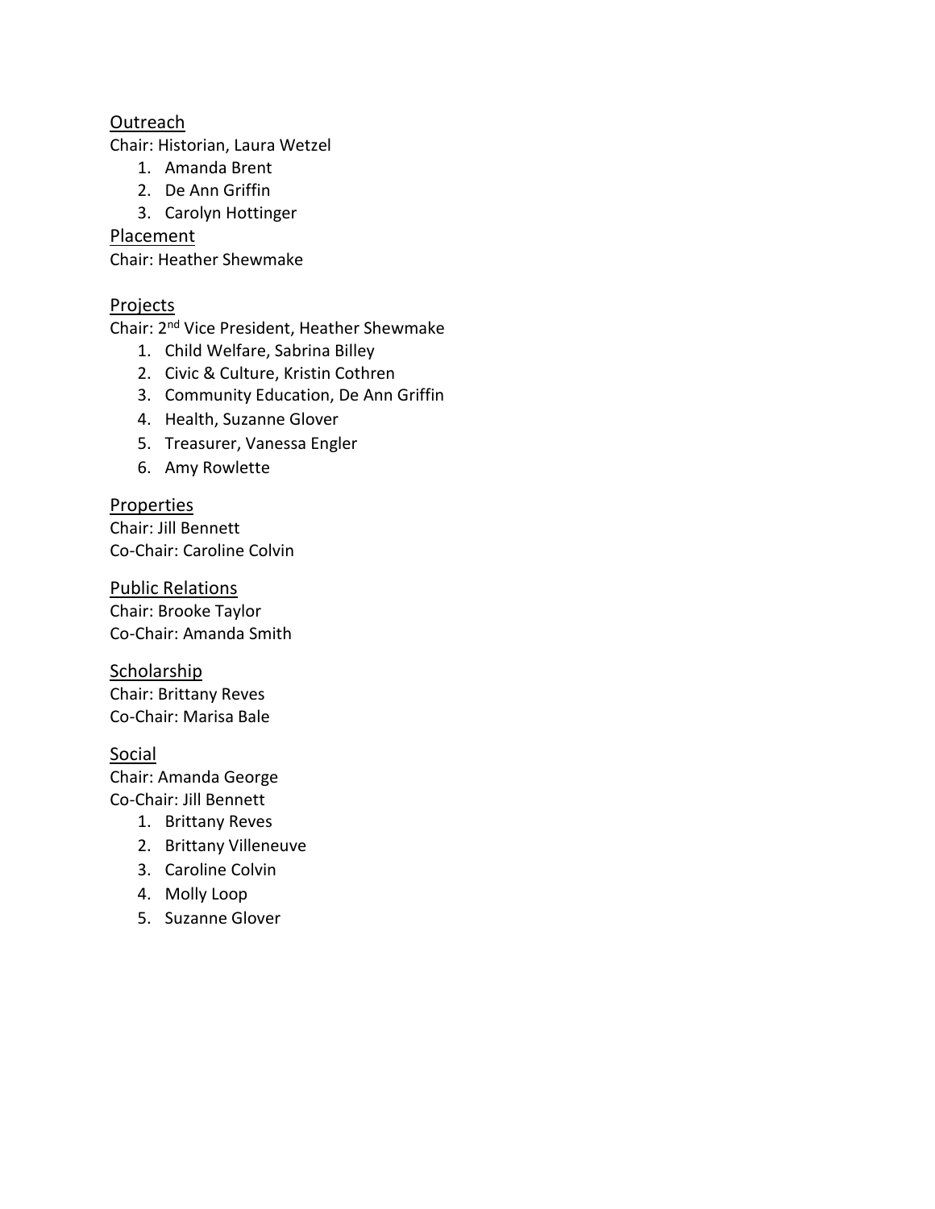Outreach

Chair: Historian, Laura Wetzel

1. Amanda Brent
2. De Ann Griffin
3. Carolyn Hottinger

Placement

Chair: Heather Shewmake

Projects

Chair: 2nd Vice President, Heather Shewmake

1. Child Welfare, Sabrina Billey
2. Civic & Culture, Kristin Cothren
3. Community Education, De Ann Griffin
4. Health, Suzanne Glover
5. Treasurer, Vanessa Engler
6. Amy Rowlette

Properties

Chair: Jill Bennett
Co-Chair: Caroline Colvin

Public Relations

Chair: Brooke Taylor
Co-Chair: Amanda Smith

Scholarship

Chair: Brittany Reves
Co-Chair: Marisa Bale

Social

Chair: Amanda George
Co-Chair: Jill Bennett

1. Brittany Reves
2. Brittany Villeneuve
3. Caroline Colvin
4. Molly Loop
5. Suzanne Glover